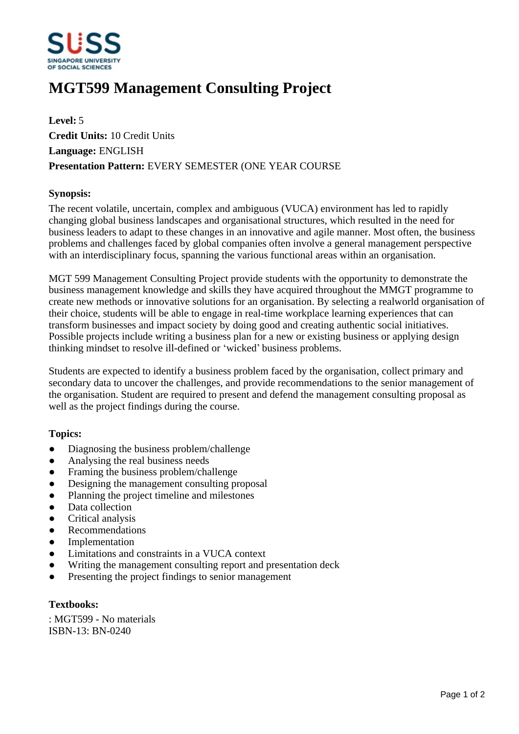# MGT599 Management Consulting Project

**Level:** 5
**Credit Units:** 10 Credit Units
**Language:** ENGLISH
**Presentation Pattern:** EVERY SEMESTER (ONE YEAR COURSE

**Synopsis:**

The recent volatile, uncertain, complex and ambiguous (VUCA) environment has led to rapidly changing global business landscapes and organisational structures, which resulted in the need for business leaders to adapt to these changes in an innovative and agile manner. Most often, the business problems and challenges faced by global companies often involve a general management perspective with an interdisciplinary focus, spanning the various functional areas within an organisation.

MGT 599 Management Consulting Project provide students with the opportunity to demonstrate the business management knowledge and skills they have acquired throughout the MMGT programme to create new methods or innovative solutions for an organisation. By selecting a realworld organisation of their choice, students will be able to engage in real-time workplace learning experiences that can transform businesses and impact society by doing good and creating authentic social initiatives. Possible projects include writing a business plan for a new or existing business or applying design thinking mindset to resolve ill-defined or 'wicked' business problems.

Students are expected to identify a business problem faced by the organisation, collect primary and secondary data to uncover the challenges, and provide recommendations to the senior management of the organisation. Student are required to present and defend the management consulting proposal as well as the project findings during the course.

**Topics:**

- Diagnosing the business problem/challenge
- Analysing the real business needs
- Framing the business problem/challenge
- Designing the management consulting proposal
- Planning the project timeline and milestones
- Data collection
- Critical analysis
- Recommendations
- Implementation
- Limitations and constraints in a VUCA context
- Writing the management consulting report and presentation deck
- Presenting the project findings to senior management

**Textbooks:**

: MGT599 - No materials
ISBN-13: BN-0240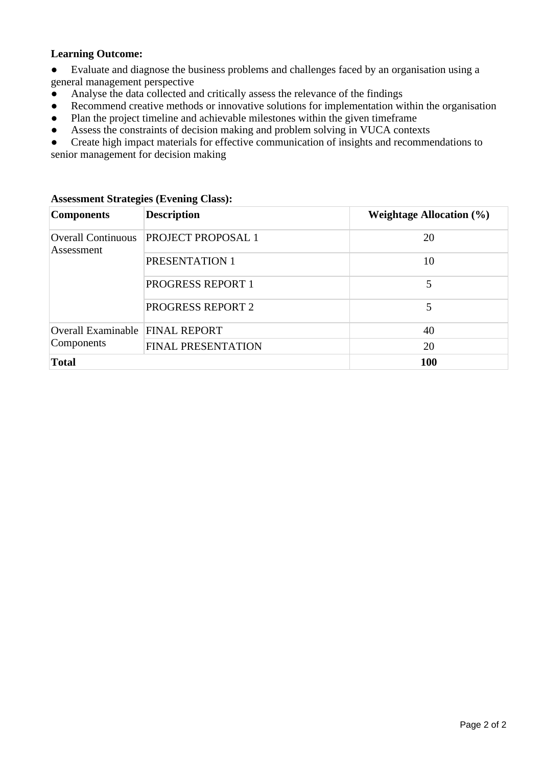**Learning Outcome:**

- Evaluate and diagnose the business problems and challenges faced by an organisation using a general management perspective
- Analyse the data collected and critically assess the relevance of the findings
- Recommend creative methods or innovative solutions for implementation within the organisation
- Plan the project timeline and achievable milestones within the given timeframe
- Assess the constraints of decision making and problem solving in VUCA contexts
- Create high impact materials for effective communication of insights and recommendations to senior management for decision making

**Assessment Strategies (Evening Class):**

| **Components** | **Description** | **Weightage Allocation (%)** |
|---|---|---|
| Overall Continuous Assessment | PROJECT PROPOSAL 1 | 20 |
| | PRESENTATION 1 | 10 |
| | PROGRESS REPORT 1 | 5 |
| | PROGRESS REPORT 2 | 5 |
| Overall Examinable Components | FINAL REPORT | 40 |
| | FINAL PRESENTATION | 20 |
| **Total** | | **100** |